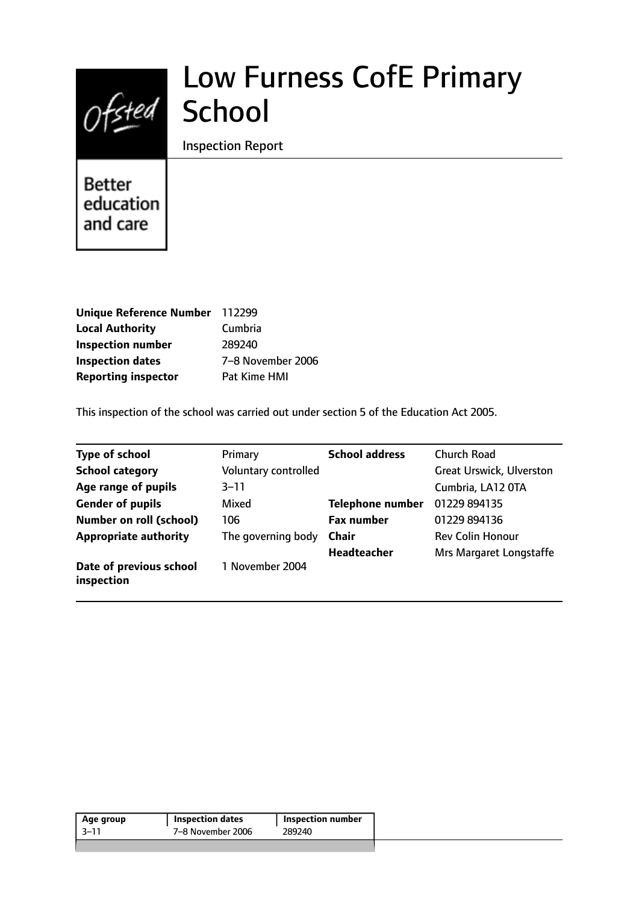# Low Furness CofE Primary School

Inspection Report

Better education and care

| | |
|---|---|
| **Unique Reference Number** | 112299 |
| **Local Authority** | Cumbria |
| **Inspection number** | 289240 |
| **Inspection dates** | 7–8 November 2006 |
| **Reporting inspector** | Pat Kime HMI |

This inspection of the school was carried out under section 5 of the Education Act 2005.

| | | | |
|---|---|---|---|
| **Type of school** | Primary | **School address** | Church Road |
| **School category** | Voluntary controlled | | Great Urswick, Ulverston |
| **Age range of pupils** | 3–11 | | Cumbria, LA12 0TA |
| **Gender of pupils** | Mixed | **Telephone number** | 01229 894135 |
| **Number on roll (school)** | 106 | **Fax number** | 01229 894136 |
| **Appropriate authority** | The governing body | **Chair** | Rev Colin Honour |
| | | **Headteacher** | Mrs Margaret Longstaffe |
| **Date of previous school inspection** | 1 November 2004 | | |

| Age group | Inspection dates | Inspection number |
|---|---|---|
| 3–11 | 7–8 November 2006 | 289240 |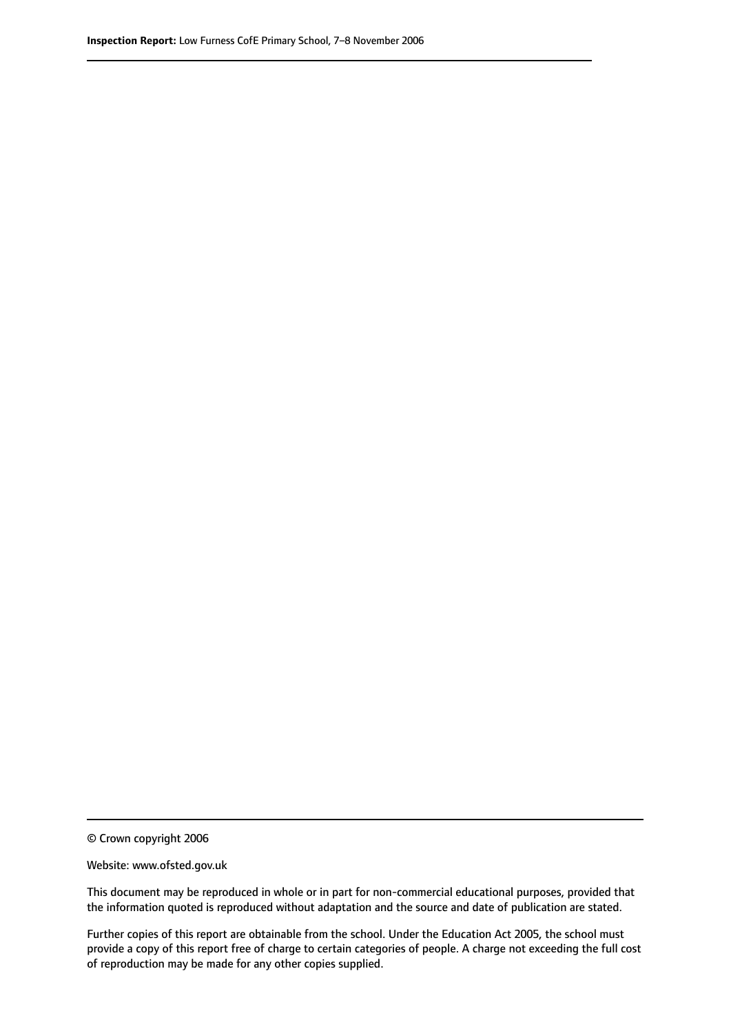© Crown copyright 2006

Website: www.ofsted.gov.uk

This document may be reproduced in whole or in part for non-commercial educational purposes, provided that the information quoted is reproduced without adaptation and the source and date of publication are stated.

Further copies of this report are obtainable from the school. Under the Education Act 2005, the school must provide a copy of this report free of charge to certain categories of people. A charge not exceeding the full cost of reproduction may be made for any other copies supplied.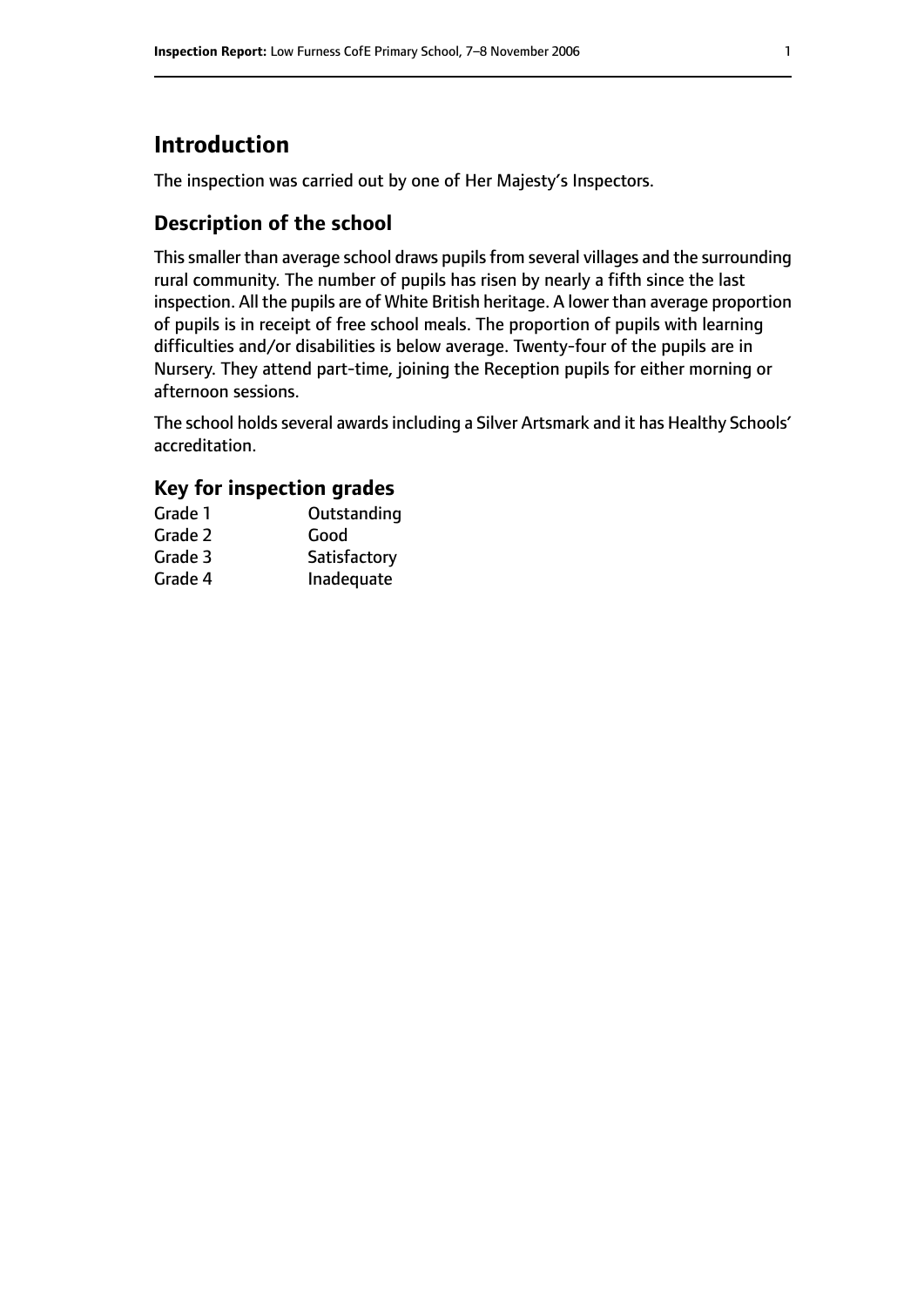# Introduction

The inspection was carried out by one of Her Majesty's Inspectors.

## Description of the school

This smaller than average school draws pupils from several villages and the surrounding rural community. The number of pupils has risen by nearly a fifth since the last inspection. All the pupils are of White British heritage. A lower than average proportion of pupils is in receipt of free school meals. The proportion of pupils with learning difficulties and/or disabilities is below average. Twenty-four of the pupils are in Nursery. They attend part-time, joining the Reception pupils for either morning or afternoon sessions.

The school holds several awards including a Silver Artsmark and it has Healthy Schools' accreditation.

## Key for inspection grades

| | |
|---|---|
| Grade 1 | Outstanding |
| Grade 2 | Good |
| Grade 3 | Satisfactory |
| Grade 4 | Inadequate |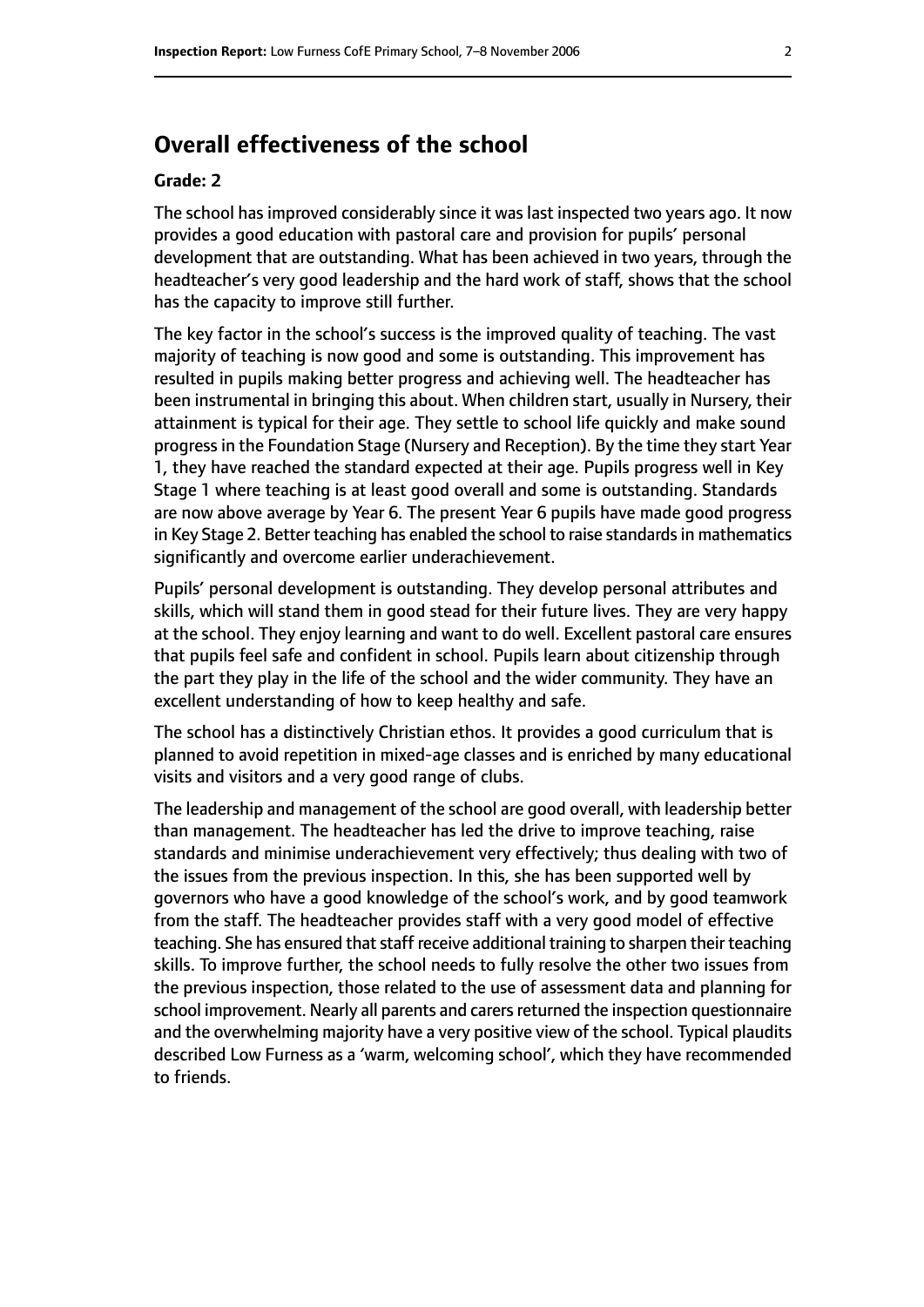## Overall effectiveness of the school

**Grade: 2**

The school has improved considerably since it was last inspected two years ago. It now provides a good education with pastoral care and provision for pupils' personal development that are outstanding. What has been achieved in two years, through the headteacher's very good leadership and the hard work of staff, shows that the school has the capacity to improve still further.

The key factor in the school's success is the improved quality of teaching. The vast majority of teaching is now good and some is outstanding. This improvement has resulted in pupils making better progress and achieving well. The headteacher has been instrumental in bringing this about. When children start, usually in Nursery, their attainment is typical for their age. They settle to school life quickly and make sound progress in the Foundation Stage (Nursery and Reception). By the time they start Year 1, they have reached the standard expected at their age. Pupils progress well in Key Stage 1 where teaching is at least good overall and some is outstanding. Standards are now above average by Year 6. The present Year 6 pupils have made good progress in Key Stage 2. Better teaching has enabled the school to raise standards in mathematics significantly and overcome earlier underachievement.

Pupils' personal development is outstanding. They develop personal attributes and skills, which will stand them in good stead for their future lives. They are very happy at the school. They enjoy learning and want to do well. Excellent pastoral care ensures that pupils feel safe and confident in school. Pupils learn about citizenship through the part they play in the life of the school and the wider community. They have an excellent understanding of how to keep healthy and safe.

The school has a distinctively Christian ethos. It provides a good curriculum that is planned to avoid repetition in mixed-age classes and is enriched by many educational visits and visitors and a very good range of clubs.

The leadership and management of the school are good overall, with leadership better than management. The headteacher has led the drive to improve teaching, raise standards and minimise underachievement very effectively; thus dealing with two of the issues from the previous inspection. In this, she has been supported well by governors who have a good knowledge of the school's work, and by good teamwork from the staff. The headteacher provides staff with a very good model of effective teaching. She has ensured that staff receive additional training to sharpen their teaching skills. To improve further, the school needs to fully resolve the other two issues from the previous inspection, those related to the use of assessment data and planning for school improvement. Nearly all parents and carers returned the inspection questionnaire and the overwhelming majority have a very positive view of the school. Typical plaudits described Low Furness as a 'warm, welcoming school', which they have recommended to friends.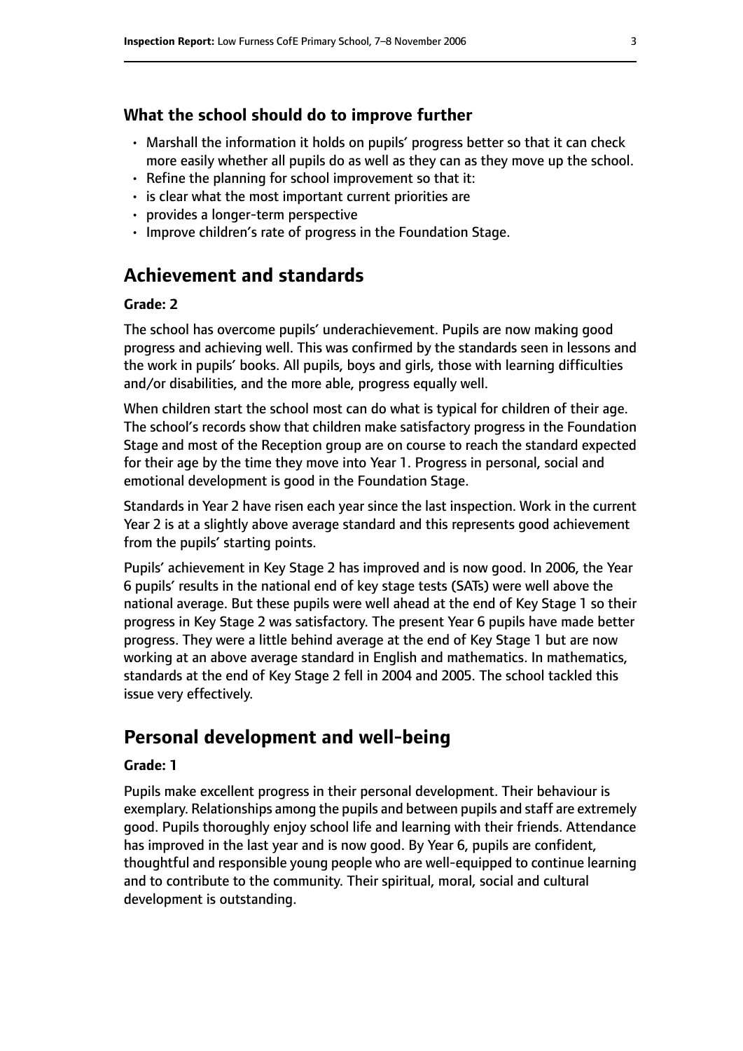### What the school should do to improve further

- Marshall the information it holds on pupils' progress better so that it can check more easily whether all pupils do as well as they can as they move up the school.
- Refine the planning for school improvement so that it:
- is clear what the most important current priorities are
- provides a longer-term perspective
- Improve children's rate of progress in the Foundation Stage.

## Achievement and standards

#### Grade: 2

The school has overcome pupils' underachievement. Pupils are now making good progress and achieving well. This was confirmed by the standards seen in lessons and the work in pupils' books. All pupils, boys and girls, those with learning difficulties and/or disabilities, and the more able, progress equally well.

When children start the school most can do what is typical for children of their age. The school's records show that children make satisfactory progress in the Foundation Stage and most of the Reception group are on course to reach the standard expected for their age by the time they move into Year 1. Progress in personal, social and emotional development is good in the Foundation Stage.

Standards in Year 2 have risen each year since the last inspection. Work in the current Year 2 is at a slightly above average standard and this represents good achievement from the pupils' starting points.

Pupils' achievement in Key Stage 2 has improved and is now good. In 2006, the Year 6 pupils' results in the national end of key stage tests (SATs) were well above the national average. But these pupils were well ahead at the end of Key Stage 1 so their progress in Key Stage 2 was satisfactory. The present Year 6 pupils have made better progress. They were a little behind average at the end of Key Stage 1 but are now working at an above average standard in English and mathematics. In mathematics, standards at the end of Key Stage 2 fell in 2004 and 2005. The school tackled this issue very effectively.

## Personal development and well-being

#### Grade: 1

Pupils make excellent progress in their personal development. Their behaviour is exemplary. Relationships among the pupils and between pupils and staff are extremely good. Pupils thoroughly enjoy school life and learning with their friends. Attendance has improved in the last year and is now good. By Year 6, pupils are confident, thoughtful and responsible young people who are well-equipped to continue learning and to contribute to the community. Their spiritual, moral, social and cultural development is outstanding.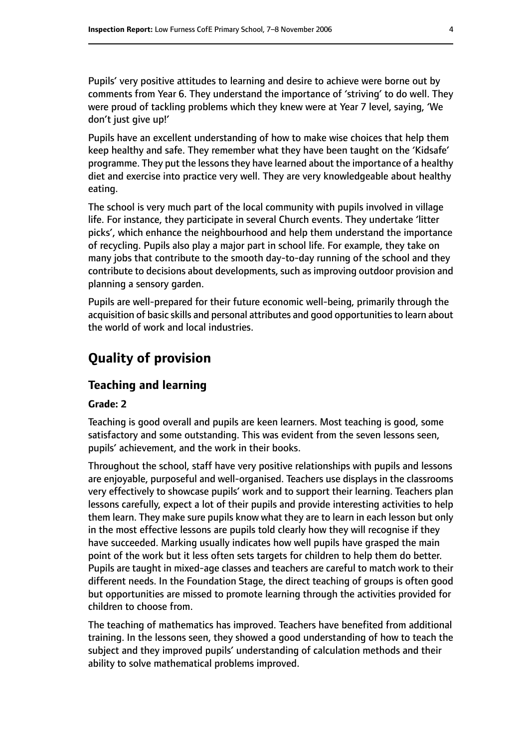Pupils' very positive attitudes to learning and desire to achieve were borne out by comments from Year 6. They understand the importance of 'striving' to do well. They were proud of tackling problems which they knew were at Year 7 level, saying, 'We don't just give up!'

Pupils have an excellent understanding of how to make wise choices that help them keep healthy and safe. They remember what they have been taught on the 'Kidsafe' programme. They put the lessons they have learned about the importance of a healthy diet and exercise into practice very well. They are very knowledgeable about healthy eating.

The school is very much part of the local community with pupils involved in village life. For instance, they participate in several Church events. They undertake 'litter picks', which enhance the neighbourhood and help them understand the importance of recycling. Pupils also play a major part in school life. For example, they take on many jobs that contribute to the smooth day-to-day running of the school and they contribute to decisions about developments, such as improving outdoor provision and planning a sensory garden.

Pupils are well-prepared for their future economic well-being, primarily through the acquisition of basic skills and personal attributes and good opportunities to learn about the world of work and local industries.

# Quality of provision

## Teaching and learning

### Grade: 2

Teaching is good overall and pupils are keen learners. Most teaching is good, some satisfactory and some outstanding. This was evident from the seven lessons seen, pupils' achievement, and the work in their books.

Throughout the school, staff have very positive relationships with pupils and lessons are enjoyable, purposeful and well-organised. Teachers use displays in the classrooms very effectively to showcase pupils' work and to support their learning. Teachers plan lessons carefully, expect a lot of their pupils and provide interesting activities to help them learn. They make sure pupils know what they are to learn in each lesson but only in the most effective lessons are pupils told clearly how they will recognise if they have succeeded. Marking usually indicates how well pupils have grasped the main point of the work but it less often sets targets for children to help them do better. Pupils are taught in mixed-age classes and teachers are careful to match work to their different needs. In the Foundation Stage, the direct teaching of groups is often good but opportunities are missed to promote learning through the activities provided for children to choose from.

The teaching of mathematics has improved. Teachers have benefited from additional training. In the lessons seen, they showed a good understanding of how to teach the subject and they improved pupils' understanding of calculation methods and their ability to solve mathematical problems improved.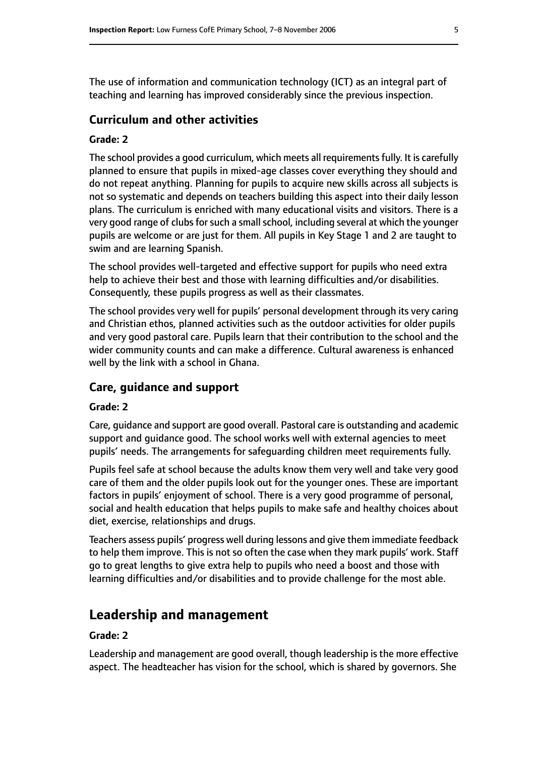The use of information and communication technology (ICT) as an integral part of teaching and learning has improved considerably since the previous inspection.

### Curriculum and other activities

#### Grade: 2

The school provides a good curriculum, which meets all requirements fully. It is carefully planned to ensure that pupils in mixed-age classes cover everything they should and do not repeat anything. Planning for pupils to acquire new skills across all subjects is not so systematic and depends on teachers building this aspect into their daily lesson plans. The curriculum is enriched with many educational visits and visitors. There is a very good range of clubs for such a small school, including several at which the younger pupils are welcome or are just for them. All pupils in Key Stage 1 and 2 are taught to swim and are learning Spanish.

The school provides well-targeted and effective support for pupils who need extra help to achieve their best and those with learning difficulties and/or disabilities. Consequently, these pupils progress as well as their classmates.

The school provides very well for pupils' personal development through its very caring and Christian ethos, planned activities such as the outdoor activities for older pupils and very good pastoral care. Pupils learn that their contribution to the school and the wider community counts and can make a difference. Cultural awareness is enhanced well by the link with a school in Ghana.

### Care, guidance and support

#### Grade: 2

Care, guidance and support are good overall. Pastoral care is outstanding and academic support and guidance good. The school works well with external agencies to meet pupils' needs. The arrangements for safeguarding children meet requirements fully.

Pupils feel safe at school because the adults know them very well and take very good care of them and the older pupils look out for the younger ones. These are important factors in pupils' enjoyment of school. There is a very good programme of personal, social and health education that helps pupils to make safe and healthy choices about diet, exercise, relationships and drugs.

Teachers assess pupils' progress well during lessons and give them immediate feedback to help them improve. This is not so often the case when they mark pupils' work. Staff go to great lengths to give extra help to pupils who need a boost and those with learning difficulties and/or disabilities and to provide challenge for the most able.

## Leadership and management

#### Grade: 2

Leadership and management are good overall, though leadership is the more effective aspect. The headteacher has vision for the school, which is shared by governors. She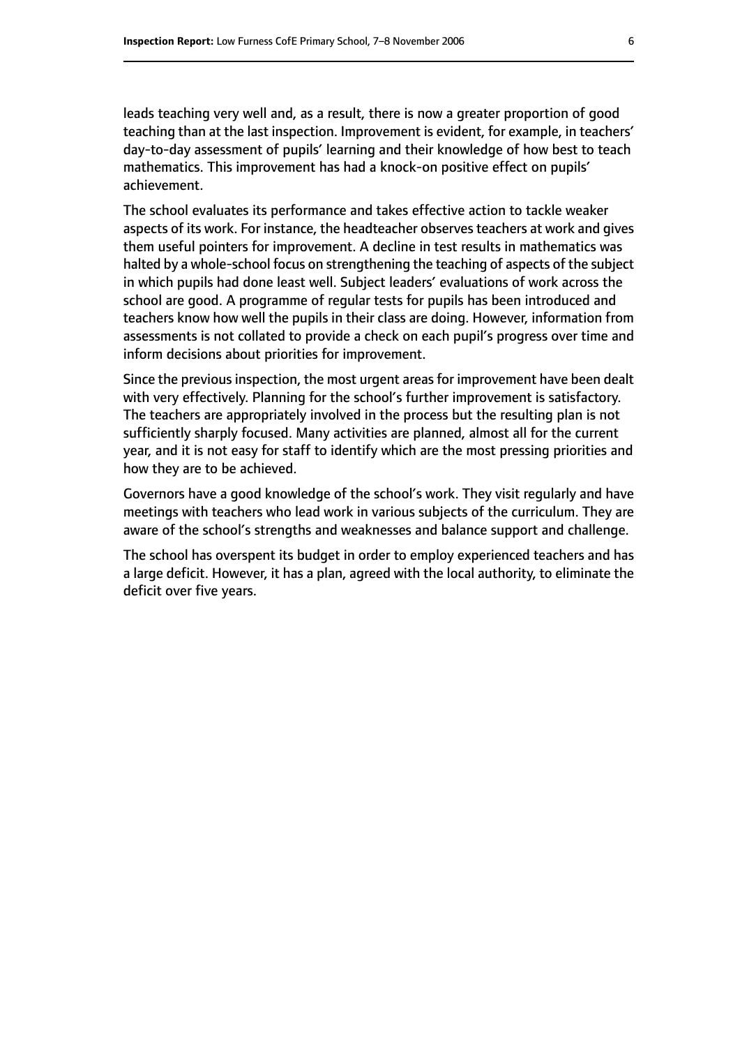leads teaching very well and, as a result, there is now a greater proportion of good teaching than at the last inspection. Improvement is evident, for example, in teachers' day-to-day assessment of pupils' learning and their knowledge of how best to teach mathematics. This improvement has had a knock-on positive effect on pupils' achievement.

The school evaluates its performance and takes effective action to tackle weaker aspects of its work. For instance, the headteacher observes teachers at work and gives them useful pointers for improvement. A decline in test results in mathematics was halted by a whole-school focus on strengthening the teaching of aspects of the subject in which pupils had done least well. Subject leaders' evaluations of work across the school are good. A programme of regular tests for pupils has been introduced and teachers know how well the pupils in their class are doing. However, information from assessments is not collated to provide a check on each pupil's progress over time and inform decisions about priorities for improvement.

Since the previous inspection, the most urgent areas for improvement have been dealt with very effectively. Planning for the school's further improvement is satisfactory. The teachers are appropriately involved in the process but the resulting plan is not sufficiently sharply focused. Many activities are planned, almost all for the current year, and it is not easy for staff to identify which are the most pressing priorities and how they are to be achieved.

Governors have a good knowledge of the school's work. They visit regularly and have meetings with teachers who lead work in various subjects of the curriculum. They are aware of the school's strengths and weaknesses and balance support and challenge.

The school has overspent its budget in order to employ experienced teachers and has a large deficit. However, it has a plan, agreed with the local authority, to eliminate the deficit over five years.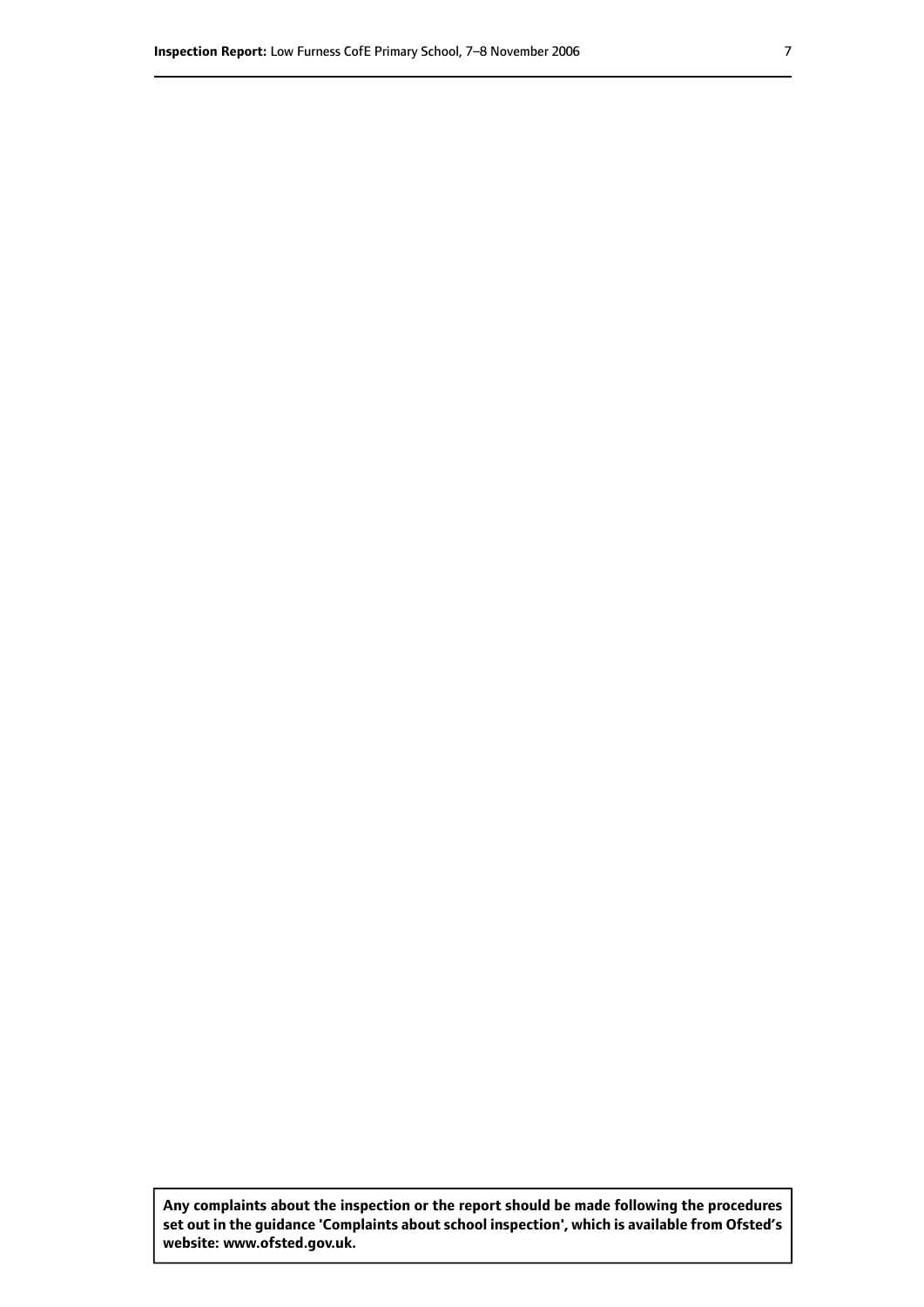**Any complaints about the inspection or the report should be made following the procedures set out in the guidance 'Complaints about school inspection', which is available from Ofsted's website: www.ofsted.gov.uk.**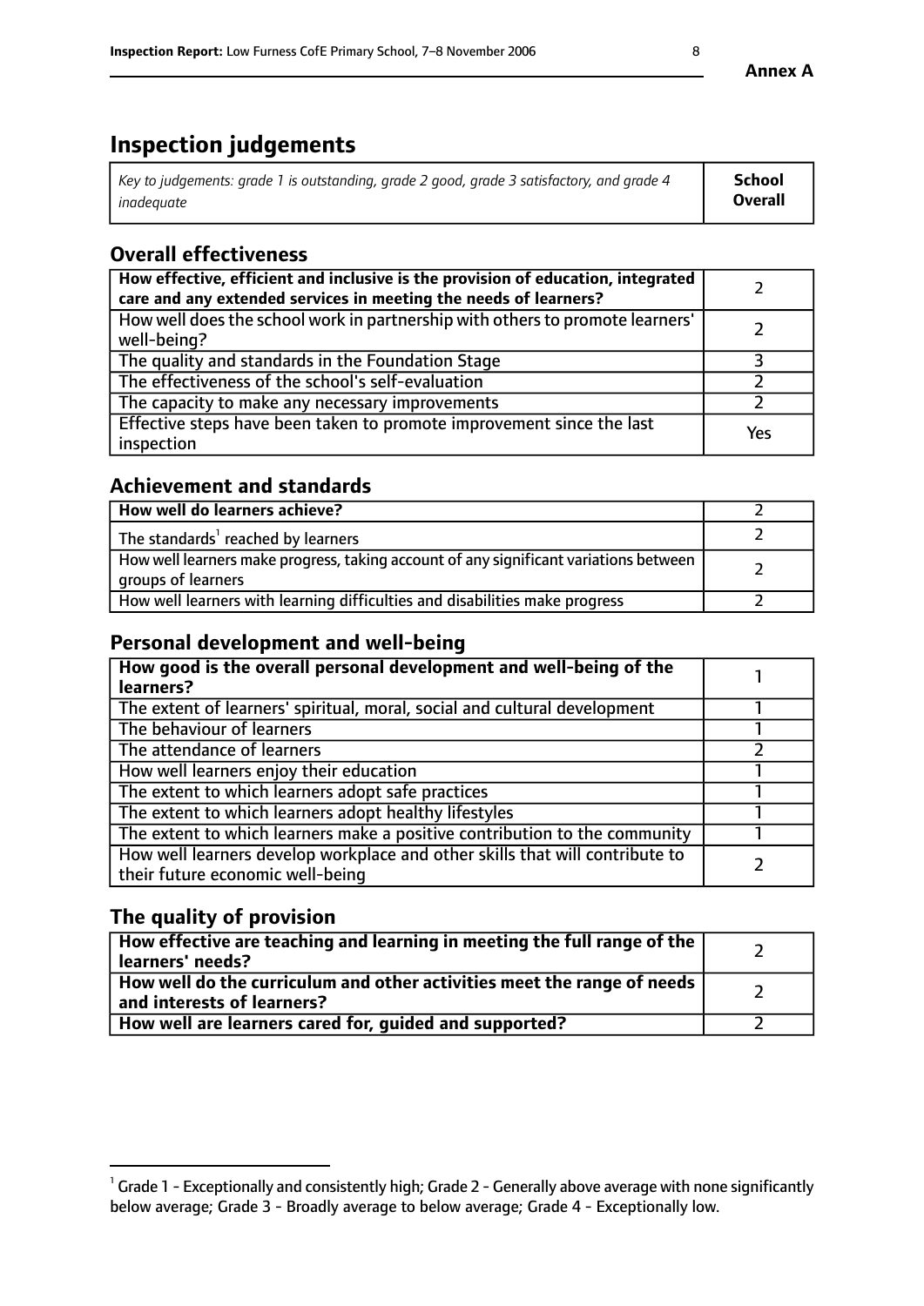**Annex A**

# Inspection judgements

| *Key to judgements: grade 1 is outstanding, grade 2 good, grade 3 satisfactory, and grade 4 inadequate* | **School Overall** |
|---|---|

## Overall effectiveness

| | |
|---|---|
| **How effective, efficient and inclusive is the provision of education, integrated care and any extended services in meeting the needs of learners?** | 2 |
| How well does the school work in partnership with others to promote learners' well-being? | 2 |
| The quality and standards in the Foundation Stage | 3 |
| The effectiveness of the school's self-evaluation | 2 |
| The capacity to make any necessary improvements | 2 |
| Effective steps have been taken to promote improvement since the last inspection | Yes |

## Achievement and standards

| | |
|---|---|
| **How well do learners achieve?** | 2 |
| The standards[1] reached by learners | 2 |
| How well learners make progress, taking account of any significant variations between groups of learners | 2 |
| How well learners with learning difficulties and disabilities make progress | 2 |

## Personal development and well-being

| | |
|---|---|
| **How good is the overall personal development and well-being of the learners?** | 1 |
| The extent of learners' spiritual, moral, social and cultural development | 1 |
| The behaviour of learners | 1 |
| The attendance of learners | 2 |
| How well learners enjoy their education | 1 |
| The extent to which learners adopt safe practices | 1 |
| The extent to which learners adopt healthy lifestyles | 1 |
| The extent to which learners make a positive contribution to the community | 1 |
| How well learners develop workplace and other skills that will contribute to their future economic well-being | 2 |

## The quality of provision

| | |
|---|---|
| **How effective are teaching and learning in meeting the full range of the learners' needs?** | 2 |
| **How well do the curriculum and other activities meet the range of needs and interests of learners?** | 2 |
| **How well are learners cared for, guided and supported?** | 2 |

[1] Grade 1 - Exceptionally and consistently high; Grade 2 - Generally above average with none significantly below average; Grade 3 - Broadly average to below average; Grade 4 - Exceptionally low.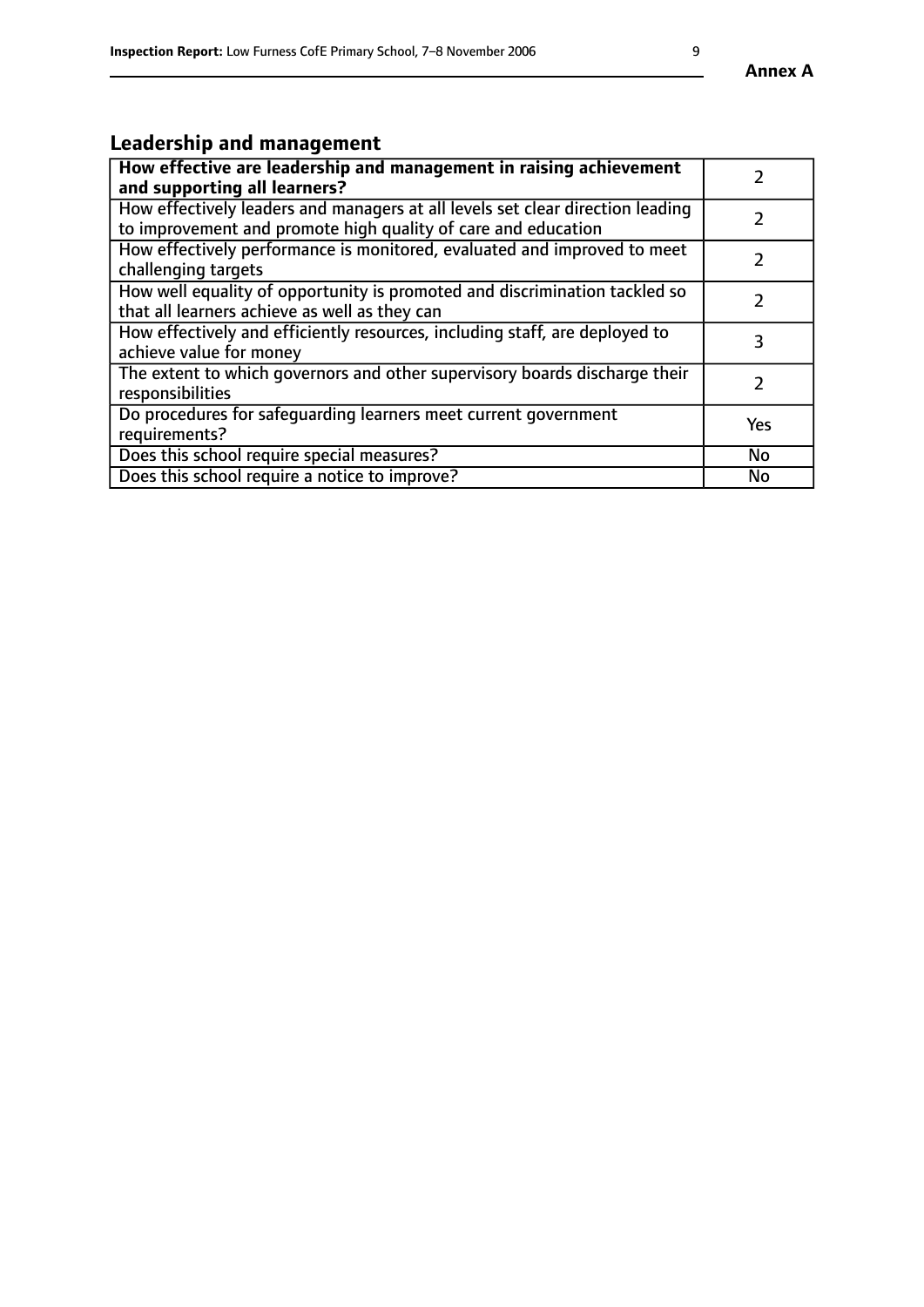## Leadership and management

| **How effective are leadership and management in raising achievement and supporting all learners?** | 2 |
|---|---|
| How effectively leaders and managers at all levels set clear direction leading to improvement and promote high quality of care and education | 2 |
| How effectively performance is monitored, evaluated and improved to meet challenging targets | 2 |
| How well equality of opportunity is promoted and discrimination tackled so that all learners achieve as well as they can | 2 |
| How effectively and efficiently resources, including staff, are deployed to achieve value for money | 3 |
| The extent to which governors and other supervisory boards discharge their responsibilities | 2 |
| Do procedures for safeguarding learners meet current government requirements? | Yes |
| Does this school require special measures? | No |
| Does this school require a notice to improve? | No |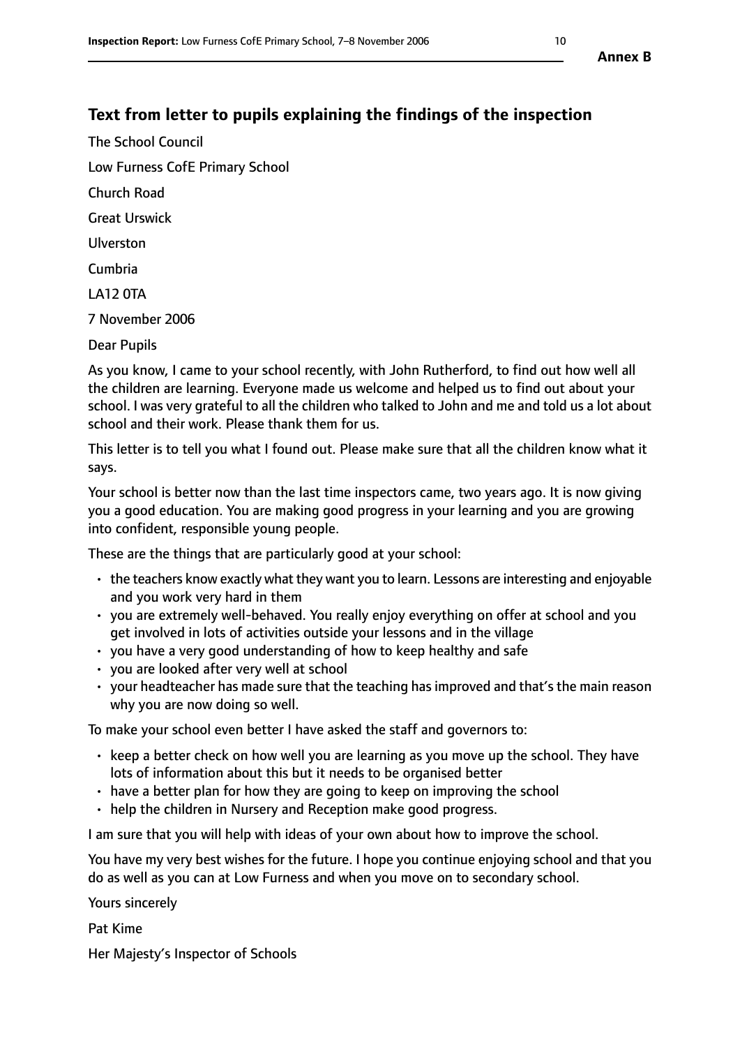## Text from letter to pupils explaining the findings of the inspection

The School Council

Low Furness CofE Primary School

Church Road

Great Urswick

Ulverston

Cumbria

LA12 0TA

7 November 2006

Dear Pupils

As you know, I came to your school recently, with John Rutherford, to find out how well all the children are learning. Everyone made us welcome and helped us to find out about your school. I was very grateful to all the children who talked to John and me and told us a lot about school and their work. Please thank them for us.

This letter is to tell you what I found out. Please make sure that all the children know what it says.

Your school is better now than the last time inspectors came, two years ago. It is now giving you a good education. You are making good progress in your learning and you are growing into confident, responsible young people.

These are the things that are particularly good at your school:

- the teachers know exactly what they want you to learn. Lessons are interesting and enjoyable and you work very hard in them
- you are extremely well-behaved. You really enjoy everything on offer at school and you get involved in lots of activities outside your lessons and in the village
- you have a very good understanding of how to keep healthy and safe
- you are looked after very well at school
- your headteacher has made sure that the teaching has improved and that's the main reason why you are now doing so well.

To make your school even better I have asked the staff and governors to:

- keep a better check on how well you are learning as you move up the school. They have lots of information about this but it needs to be organised better
- have a better plan for how they are going to keep on improving the school
- help the children in Nursery and Reception make good progress.

I am sure that you will help with ideas of your own about how to improve the school.

You have my very best wishes for the future. I hope you continue enjoying school and that you do as well as you can at Low Furness and when you move on to secondary school.

Yours sincerely

Pat Kime

Her Majesty's Inspector of Schools